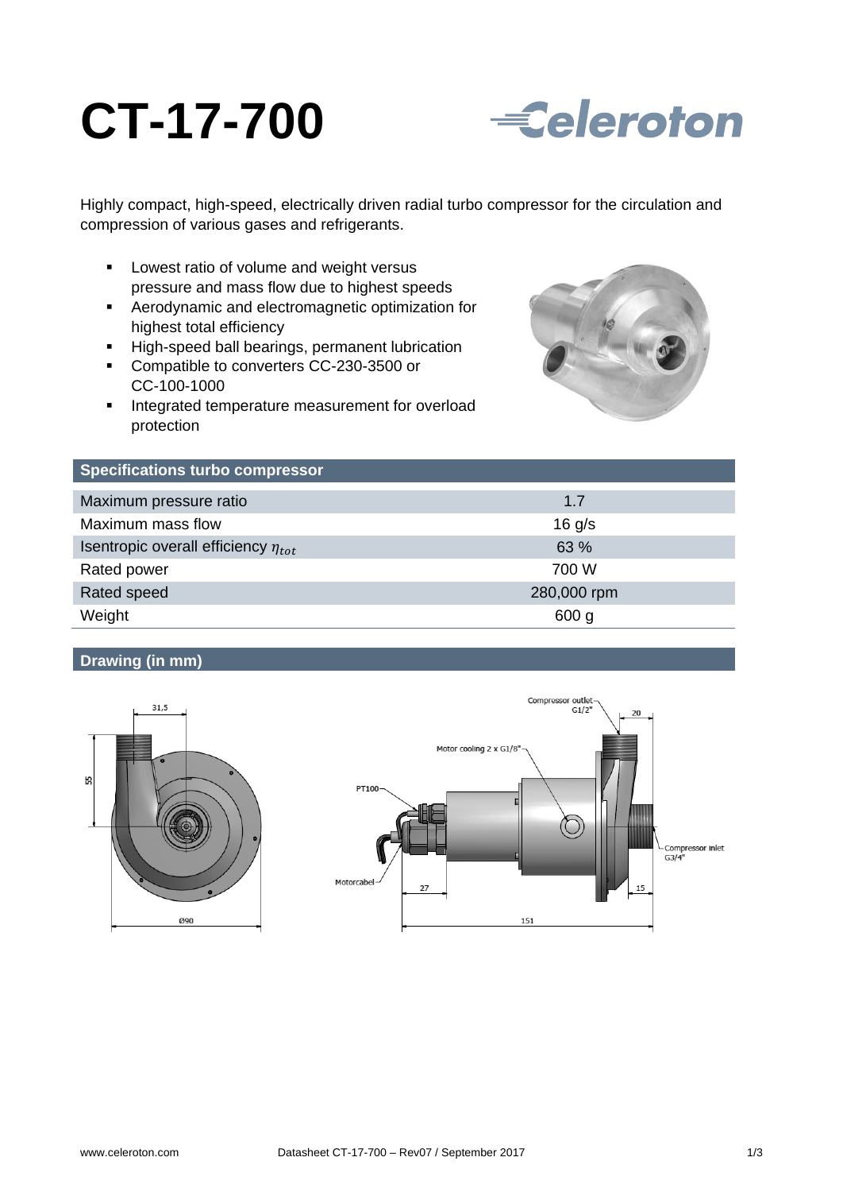# CT-17-700

Celeroton

Highly compact, high-speed, electrically driven radial turbo compressor for the circulation and compression of various gases and refrigerants.

- Lowest ratio of volume and weight versus pressure and mass flow due to highest speeds
- Aerodynamic and electromagnetic optimization for highest total efficiency
- High-speed ball bearings, permanent lubrication
- Compatible to converters CC-230-3500 or CC-100-1000
- Integrated temperature measurement for overload protection

## Specifications turbo compressor

| | |
|---|---|
| Maximum pressure ratio | 1.7 |
| Maximum mass flow | 16 g/s |
| Isentropic overall efficiency $\eta_{tot}$ | 63 % |
| Rated power | 700 W |
| Rated speed | 280,000 rpm |
| Weight | 600 g |

## Drawing (in mm)

31,5

55

Ø90

Compressor outlet G1/2"

20

Motor cooling 2 x G1/8"

PT100

Compressor inlet G3/4"

Motorcabel

27

15

151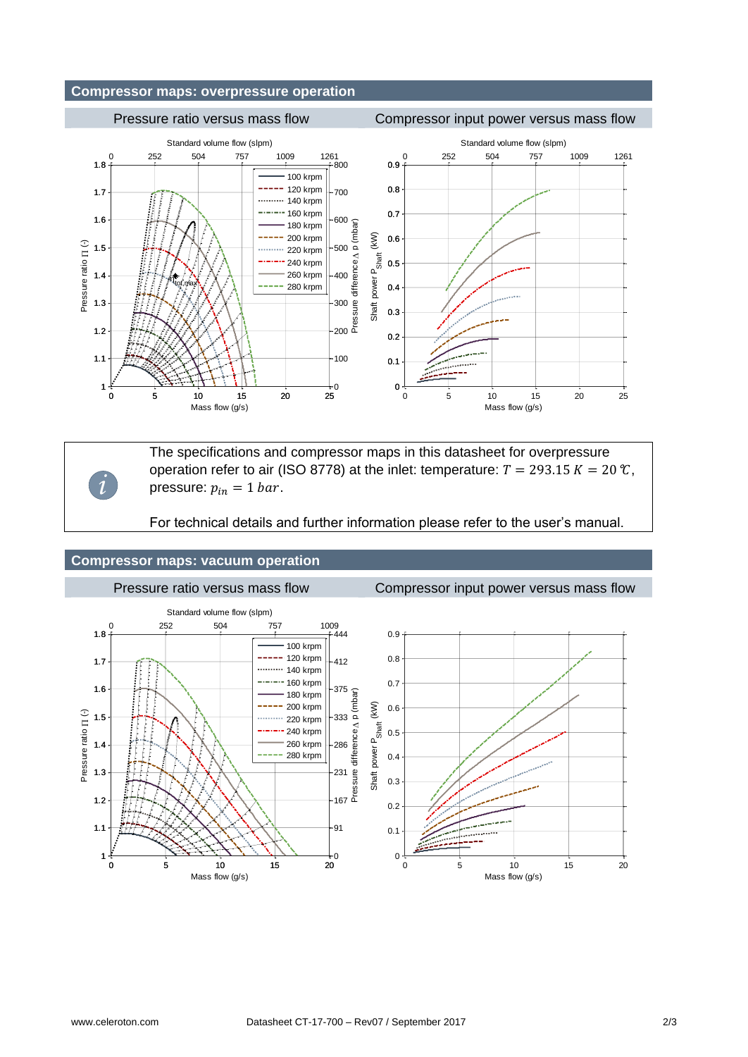## Compressor maps: overpressure operation

### Pressure ratio versus mass flow

### Compressor input power versus mass flow

The specifications and compressor maps in this datasheet for overpressure operation refer to air (ISO 8778) at the inlet: temperature: $T = 293.15\ K = 20\ ℃$, pressure: $p_{in} = 1\ bar$.

For technical details and further information please refer to the user's manual.

## Compressor maps: vacuum operation

### Pressure ratio versus mass flow

### Compressor input power versus mass flow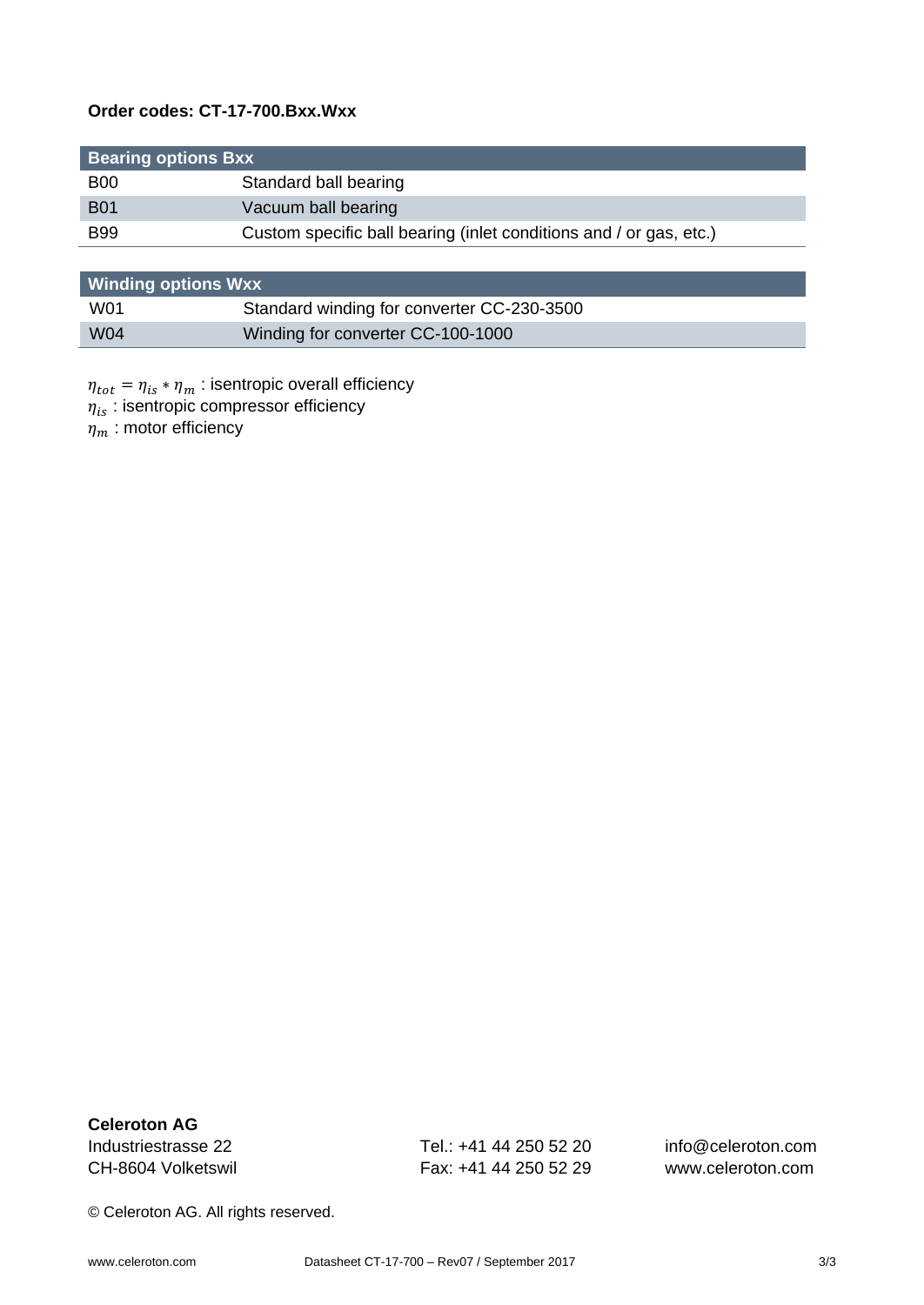**Order codes: CT-17-700.Bxx.Wxx**

| Bearing options Bxx | |
|---|---|
| B00 | Standard ball bearing |
| B01 | Vacuum ball bearing |
| B99 | Custom specific ball bearing (inlet conditions and / or gas, etc.) |

| Winding options Wxx | |
|---|---|
| W01 | Standard winding for converter CC-230-3500 |
| W04 | Winding for converter CC-100-1000 |

$\eta_{tot} = \eta_{is} * \eta_m$ : isentropic overall efficiency
$\eta_{is}$ : isentropic compressor efficiency
$\eta_m$ : motor efficiency

**Celeroton AG**
Industriestrasse 22
CH-8604 Volketswil

Tel.: +41 44 250 52 20
Fax: +41 44 250 52 29

info@celeroton.com
www.celeroton.com

© Celeroton AG. All rights reserved.